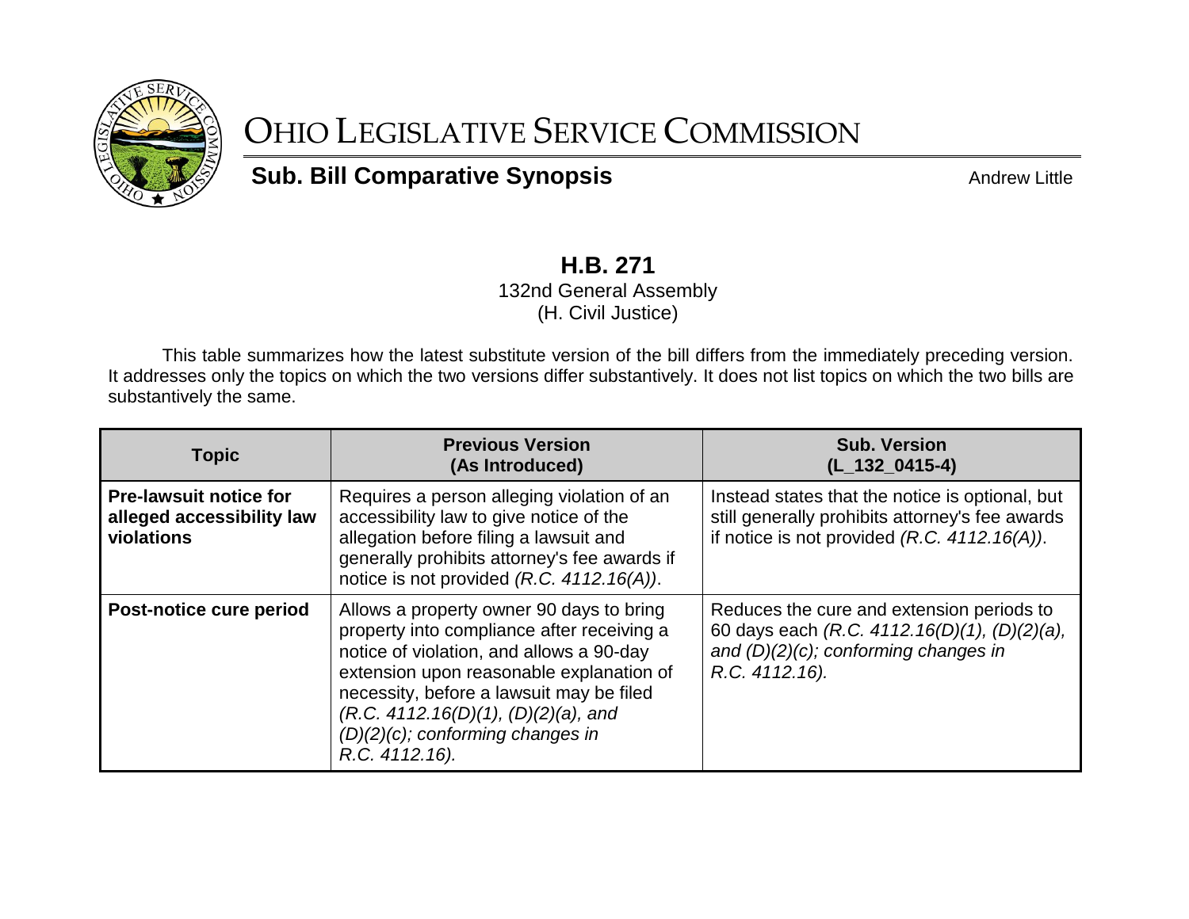# OHIO LEGISLATIVE SERVICE COMMISSION

## Sub. Bill Comparative Synopsis

Andrew Little

### H.B. 271

132nd General Assembly
(H. Civil Justice)

This table summarizes how the latest substitute version of the bill differs from the immediately preceding version. It addresses only the topics on which the two versions differ substantively. It does not list topics on which the two bills are substantively the same.

| Topic | Previous Version (As Introduced) | Sub. Version (L_132_0415-4) |
|---|---|---|
| **Pre-lawsuit notice for alleged accessibility law violations** | Requires a person alleging violation of an accessibility law to give notice of the allegation before filing a lawsuit and generally prohibits attorney's fee awards if notice is not provided *(R.C. 4112.16(A))*. | Instead states that the notice is optional, but still generally prohibits attorney's fee awards if notice is not provided *(R.C. 4112.16(A))*. |
| **Post-notice cure period** | Allows a property owner 90 days to bring property into compliance after receiving a notice of violation, and allows a 90-day extension upon reasonable explanation of necessity, before a lawsuit may be filed *(R.C. 4112.16(D)(1), (D)(2)(a), and (D)(2)(c); conforming changes in R.C. 4112.16).* | Reduces the cure and extension periods to 60 days each *(R.C. 4112.16(D)(1), (D)(2)(a), and (D)(2)(c); conforming changes in R.C. 4112.16).* |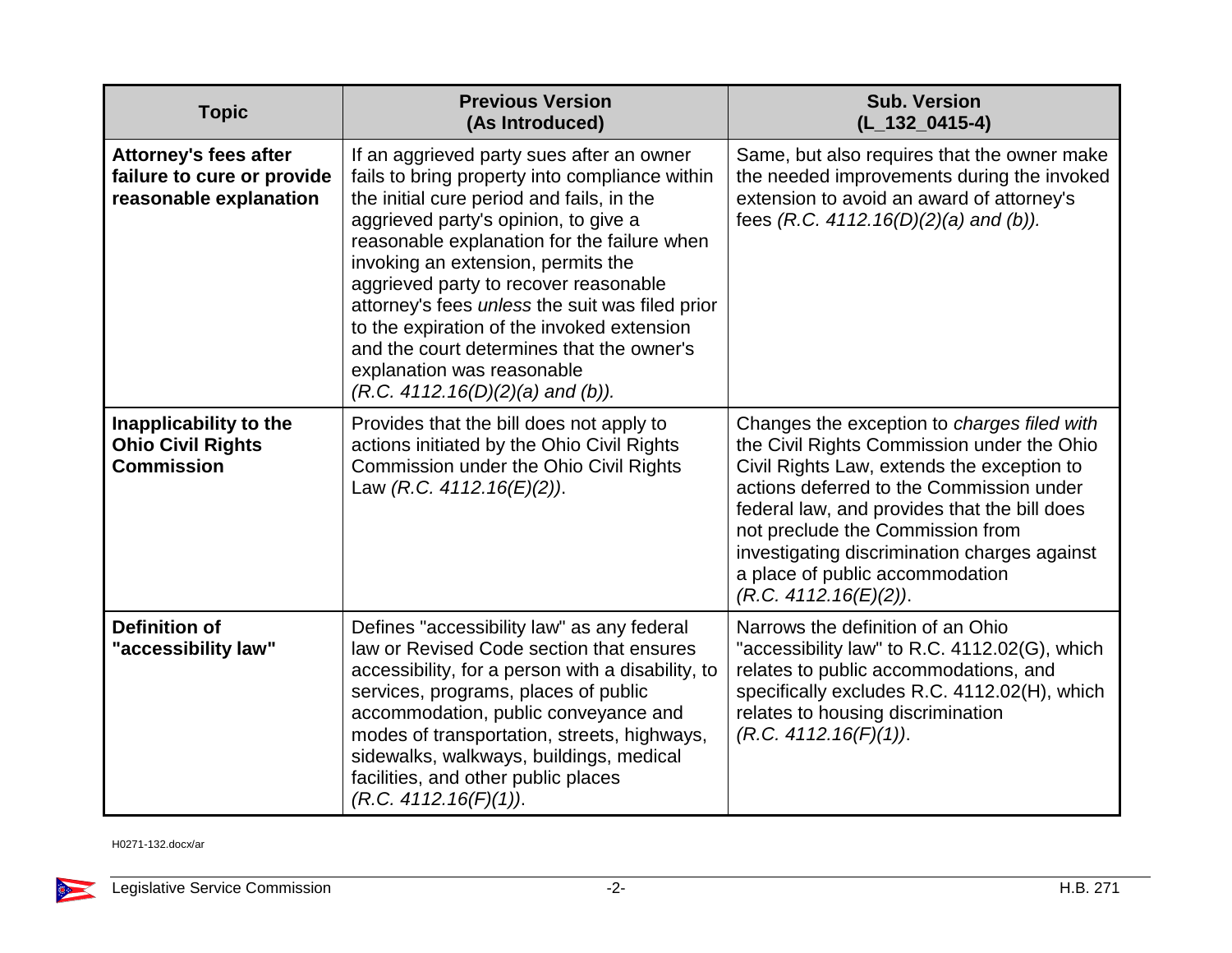| Topic | Previous Version (As Introduced) | Sub. Version (L_132_0415-4) |
|---|---|---|
| **Attorney's fees after failure to cure or provide reasonable explanation** | If an aggrieved party sues after an owner fails to bring property into compliance within the initial cure period and fails, in the aggrieved party's opinion, to give a reasonable explanation for the failure when invoking an extension, permits the aggrieved party to recover reasonable attorney's fees *unless* the suit was filed prior to the expiration of the invoked extension and the court determines that the owner's explanation was reasonable *(R.C. 4112.16(D)(2)(a) and (b)).* | Same, but also requires that the owner make the needed improvements during the invoked extension to avoid an award of attorney's fees *(R.C. 4112.16(D)(2)(a) and (b)).* |
| **Inapplicability to the Ohio Civil Rights Commission** | Provides that the bill does not apply to actions initiated by the Ohio Civil Rights Commission under the Ohio Civil Rights Law *(R.C. 4112.16(E)(2))*. | Changes the exception to *charges filed with* the Civil Rights Commission under the Ohio Civil Rights Law, extends the exception to actions deferred to the Commission under federal law, and provides that the bill does not preclude the Commission from investigating discrimination charges against a place of public accommodation *(R.C. 4112.16(E)(2))*. |
| **Definition of "accessibility law"** | Defines "accessibility law" as any federal law or Revised Code section that ensures accessibility, for a person with a disability, to services, programs, places of public accommodation, public conveyance and modes of transportation, streets, highways, sidewalks, walkways, buildings, medical facilities, and other public places *(R.C. 4112.16(F)(1))*. | Narrows the definition of an Ohio "accessibility law" to R.C. 4112.02(G), which relates to public accommodations, and specifically excludes R.C. 4112.02(H), which relates to housing discrimination *(R.C. 4112.16(F)(1))*. |

H0271-132.docx/ar